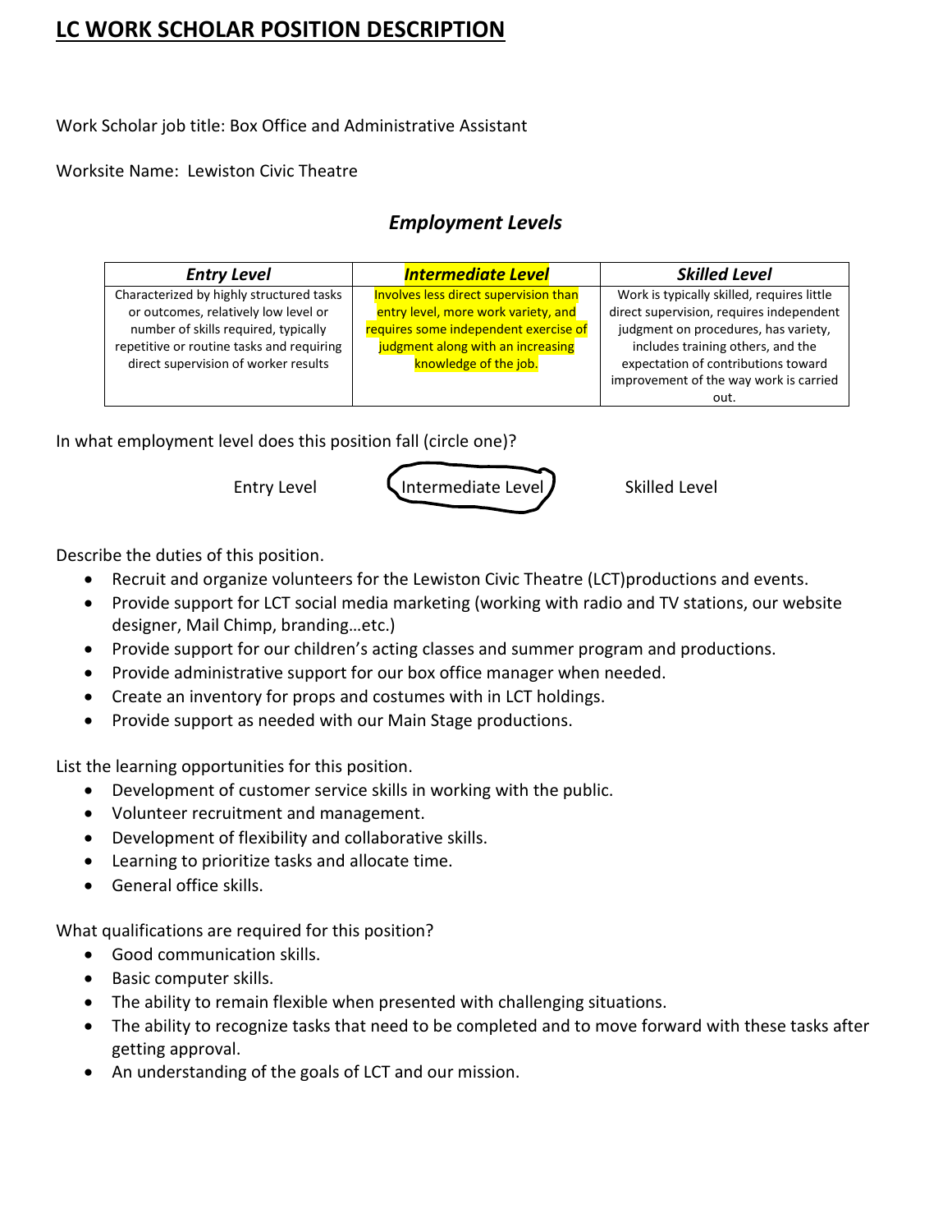# LC WORK SCHOLAR POSITION DESCRIPTION

Work Scholar job title: Box Office and Administrative Assistant

Worksite Name: Lewiston Civic Theatre

## *Employment Levels*

| *Entry Level* | *Intermediate Level* | *Skilled Level* |
|---|---|---|
| Characterized by highly structured tasks or outcomes, relatively low level or number of skills required, typically repetitive or routine tasks and requiring direct supervision of worker results | Involves less direct supervision than entry level, more work variety, and requires some independent exercise of judgment along with an increasing knowledge of the job. | Work is typically skilled, requires little direct supervision, requires independent judgment on procedures, has variety, includes training others, and the expectation of contributions toward improvement of the way work is carried out. |

In what employment level does this position fall (circle one)?

Entry Level　　**Intermediate Level** (circled)　　Skilled Level

Describe the duties of this position.

- Recruit and organize volunteers for the Lewiston Civic Theatre (LCT)productions and events.
- Provide support for LCT social media marketing (working with radio and TV stations, our website designer, Mail Chimp, branding…etc.)
- Provide support for our children's acting classes and summer program and productions.
- Provide administrative support for our box office manager when needed.
- Create an inventory for props and costumes with in LCT holdings.
- Provide support as needed with our Main Stage productions.

List the learning opportunities for this position.

- Development of customer service skills in working with the public.
- Volunteer recruitment and management.
- Development of flexibility and collaborative skills.
- Learning to prioritize tasks and allocate time.
- General office skills.

What qualifications are required for this position?

- Good communication skills.
- Basic computer skills.
- The ability to remain flexible when presented with challenging situations.
- The ability to recognize tasks that need to be completed and to move forward with these tasks after getting approval.
- An understanding of the goals of LCT and our mission.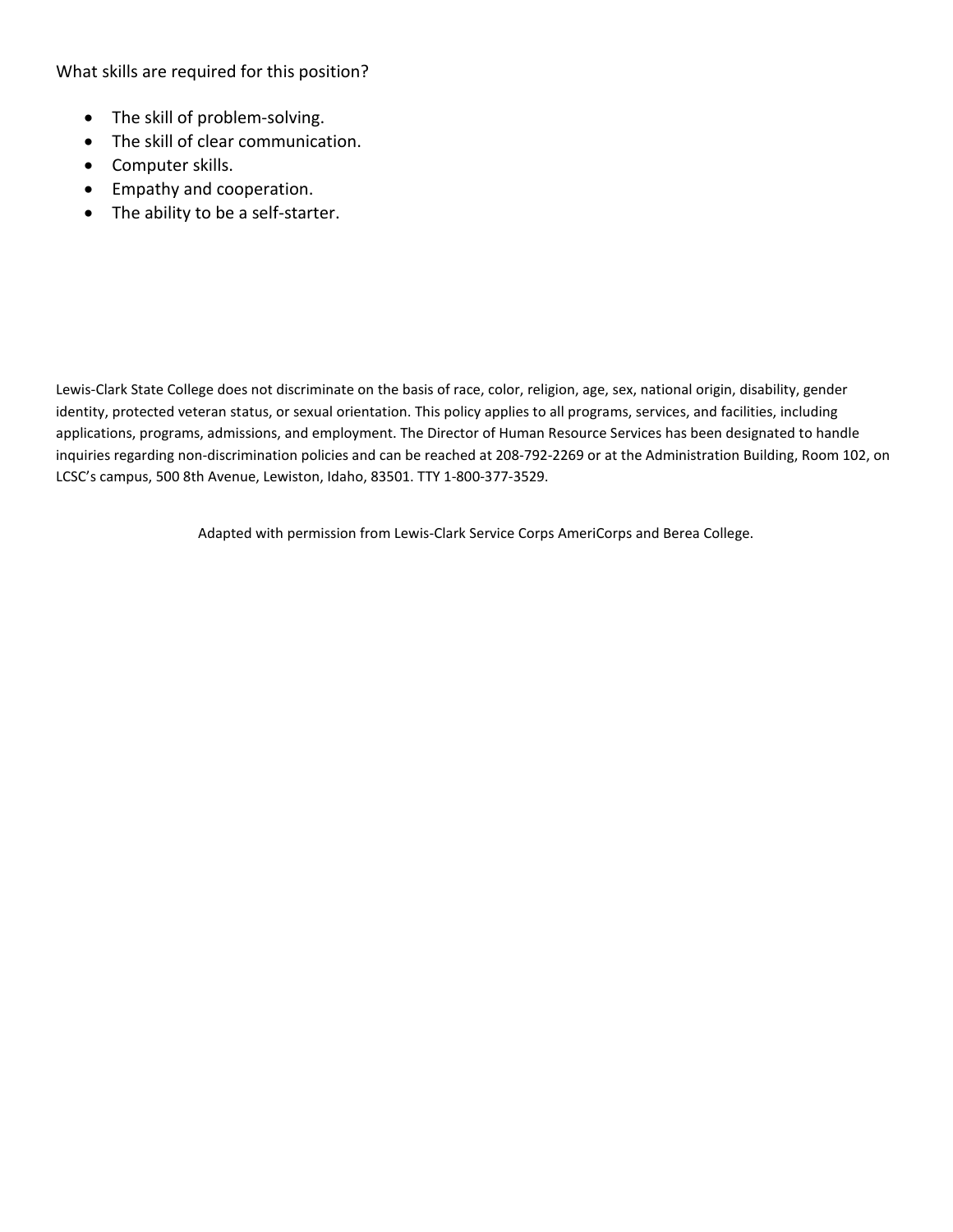What skills are required for this position?

- The skill of problem-solving.
- The skill of clear communication.
- Computer skills.
- Empathy and cooperation.
- The ability to be a self-starter.

Lewis-Clark State College does not discriminate on the basis of race, color, religion, age, sex, national origin, disability, gender identity, protected veteran status, or sexual orientation. This policy applies to all programs, services, and facilities, including applications, programs, admissions, and employment. The Director of Human Resource Services has been designated to handle inquiries regarding non-discrimination policies and can be reached at 208-792-2269 or at the Administration Building, Room 102, on LCSC's campus, 500 8th Avenue, Lewiston, Idaho, 83501. TTY 1-800-377-3529.

Adapted with permission from Lewis-Clark Service Corps AmeriCorps and Berea College.